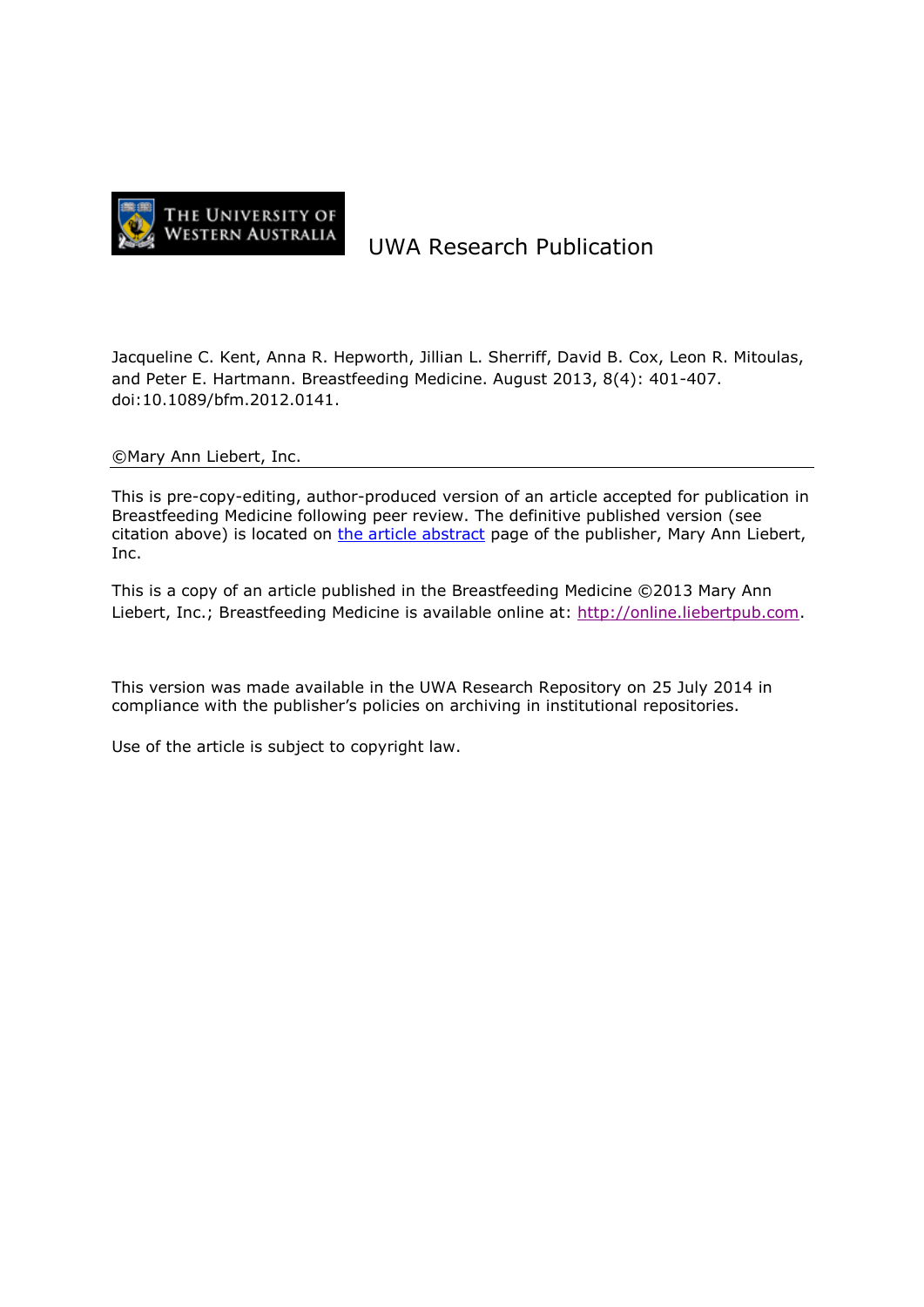THE UNIVERSITY OF WESTERN AUSTRALIA

UWA Research Publication

Jacqueline C. Kent, Anna R. Hepworth, Jillian L. Sherriff, David B. Cox, Leon R. Mitoulas, and Peter E. Hartmann. Breastfeeding Medicine. August 2013, 8(4): 401-407. doi:10.1089/bfm.2012.0141.

©Mary Ann Liebert, Inc.

---

This is pre-copy-editing, author-produced version of an article accepted for publication in Breastfeeding Medicine following peer review. The definitive published version (see citation above) is located on the article abstract page of the publisher, Mary Ann Liebert, Inc.

This is a copy of an article published in the Breastfeeding Medicine ©2013 Mary Ann Liebert, Inc.; Breastfeeding Medicine is available online at: http://online.liebertpub.com.

This version was made available in the UWA Research Repository on 25 July 2014 in compliance with the publisher's policies on archiving in institutional repositories.

Use of the article is subject to copyright law.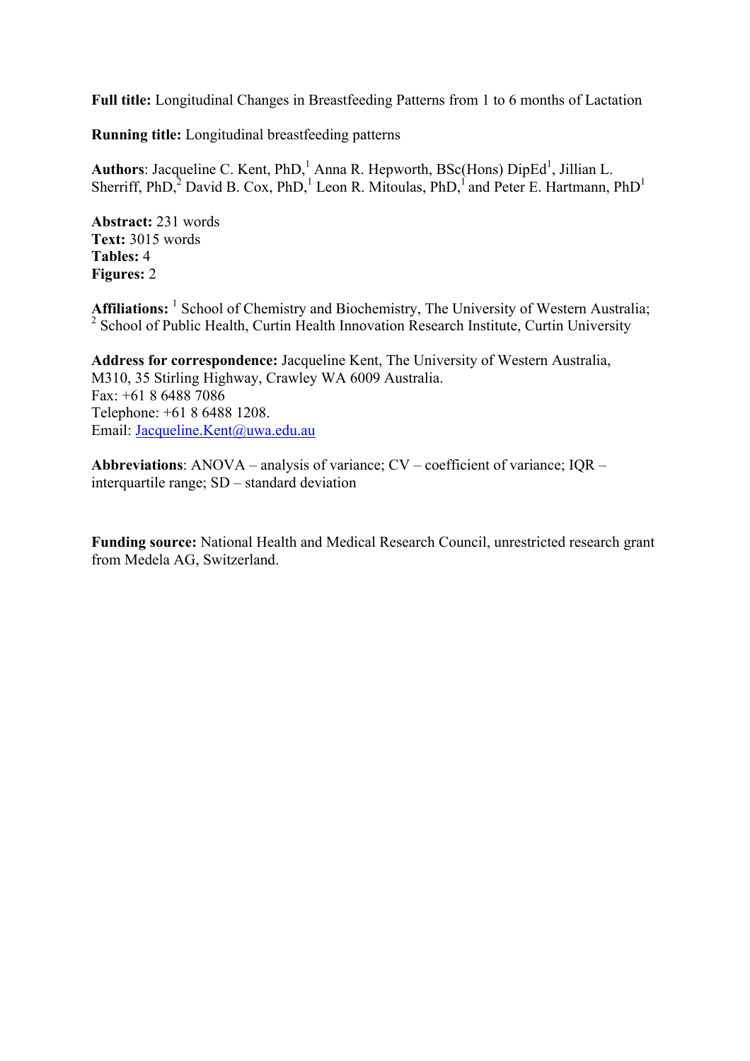**Full title:** Longitudinal Changes in Breastfeeding Patterns from 1 to 6 months of Lactation

**Running title:** Longitudinal breastfeeding patterns

**Authors**: Jacqueline C. Kent, PhD,[1] Anna R. Hepworth, BSc(Hons) DipEd[1], Jillian L. Sherriff, PhD,[2] David B. Cox, PhD,[1] Leon R. Mitoulas, PhD,[1] and Peter E. Hartmann, PhD[1]

**Abstract:** 231 words
**Text:** 3015 words
**Tables:** 4
**Figures:** 2

**Affiliations:** [1] School of Chemistry and Biochemistry, The University of Western Australia; [2] School of Public Health, Curtin Health Innovation Research Institute, Curtin University

**Address for correspondence:** Jacqueline Kent, The University of Western Australia, M310, 35 Stirling Highway, Crawley WA 6009 Australia.
Fax: +61 8 6488 7086
Telephone: +61 8 6488 1208.
Email: Jacqueline.Kent@uwa.edu.au

**Abbreviations**: ANOVA – analysis of variance; CV – coefficient of variance; IQR – interquartile range; SD – standard deviation

**Funding source:** National Health and Medical Research Council, unrestricted research grant from Medela AG, Switzerland.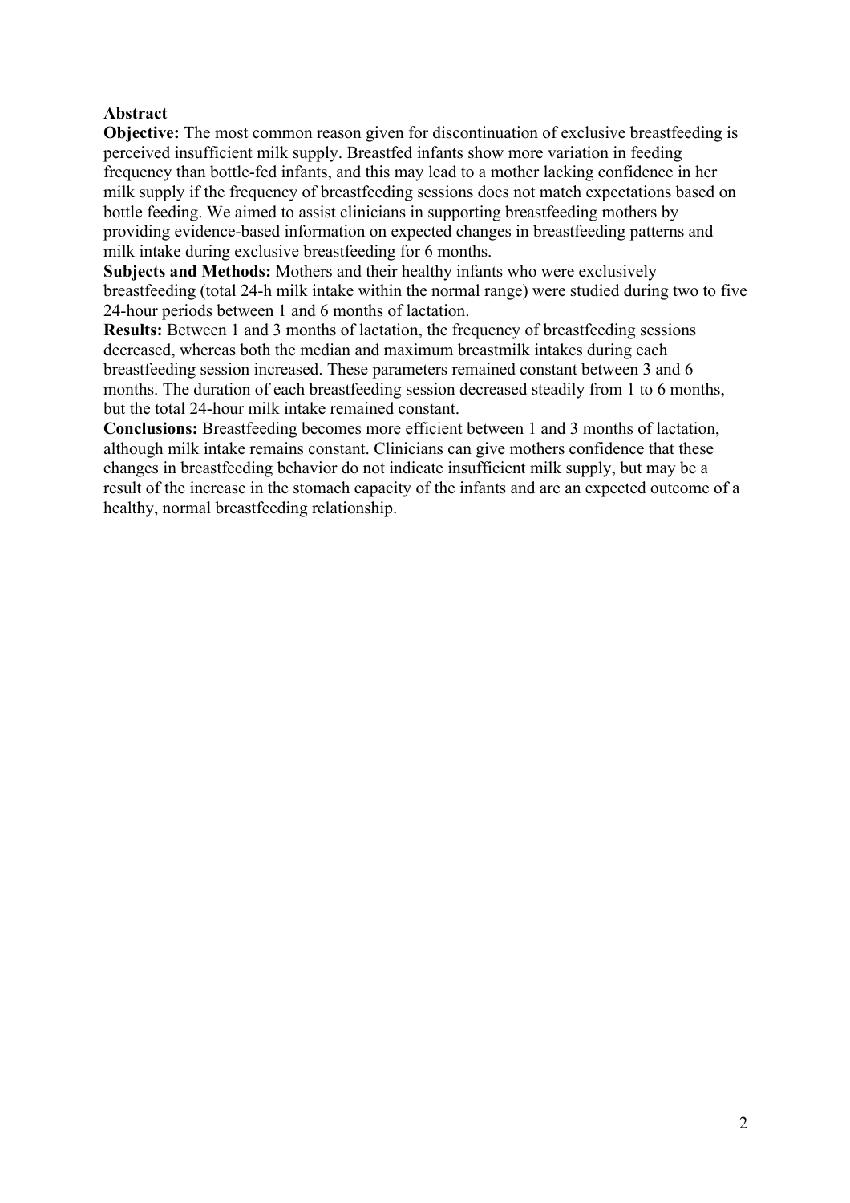## Abstract

**Objective:** The most common reason given for discontinuation of exclusive breastfeeding is perceived insufficient milk supply. Breastfed infants show more variation in feeding frequency than bottle-fed infants, and this may lead to a mother lacking confidence in her milk supply if the frequency of breastfeeding sessions does not match expectations based on bottle feeding. We aimed to assist clinicians in supporting breastfeeding mothers by providing evidence-based information on expected changes in breastfeeding patterns and milk intake during exclusive breastfeeding for 6 months.

**Subjects and Methods:** Mothers and their healthy infants who were exclusively breastfeeding (total 24-h milk intake within the normal range) were studied during two to five 24-hour periods between 1 and 6 months of lactation.

**Results:** Between 1 and 3 months of lactation, the frequency of breastfeeding sessions decreased, whereas both the median and maximum breastmilk intakes during each breastfeeding session increased. These parameters remained constant between 3 and 6 months. The duration of each breastfeeding session decreased steadily from 1 to 6 months, but the total 24-hour milk intake remained constant.

**Conclusions:** Breastfeeding becomes more efficient between 1 and 3 months of lactation, although milk intake remains constant. Clinicians can give mothers confidence that these changes in breastfeeding behavior do not indicate insufficient milk supply, but may be a result of the increase in the stomach capacity of the infants and are an expected outcome of a healthy, normal breastfeeding relationship.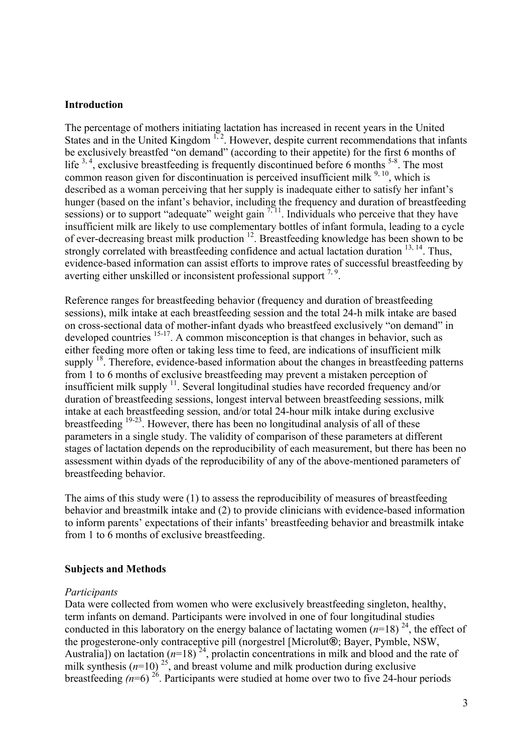## Introduction

The percentage of mothers initiating lactation has increased in recent years in the United States and in the United Kingdom [1, 2]. However, despite current recommendations that infants be exclusively breastfed "on demand" (according to their appetite) for the first 6 months of life [3, 4], exclusive breastfeeding is frequently discontinued before 6 months [5-8]. The most common reason given for discontinuation is perceived insufficient milk [9, 10], which is described as a woman perceiving that her supply is inadequate either to satisfy her infant's hunger (based on the infant's behavior, including the frequency and duration of breastfeeding sessions) or to support "adequate" weight gain [7, 11]. Individuals who perceive that they have insufficient milk are likely to use complementary bottles of infant formula, leading to a cycle of ever-decreasing breast milk production [12]. Breastfeeding knowledge has been shown to be strongly correlated with breastfeeding confidence and actual lactation duration [13, 14]. Thus, evidence-based information can assist efforts to improve rates of successful breastfeeding by averting either unskilled or inconsistent professional support [7, 9].

Reference ranges for breastfeeding behavior (frequency and duration of breastfeeding sessions), milk intake at each breastfeeding session and the total 24-h milk intake are based on cross-sectional data of mother-infant dyads who breastfeed exclusively "on demand" in developed countries [15-17]. A common misconception is that changes in behavior, such as either feeding more often or taking less time to feed, are indications of insufficient milk supply [18]. Therefore, evidence-based information about the changes in breastfeeding patterns from 1 to 6 months of exclusive breastfeeding may prevent a mistaken perception of insufficient milk supply [11]. Several longitudinal studies have recorded frequency and/or duration of breastfeeding sessions, longest interval between breastfeeding sessions, milk intake at each breastfeeding session, and/or total 24-hour milk intake during exclusive breastfeeding [19-23]. However, there has been no longitudinal analysis of all of these parameters in a single study. The validity of comparison of these parameters at different stages of lactation depends on the reproducibility of each measurement, but there has been no assessment within dyads of the reproducibility of any of the above-mentioned parameters of breastfeeding behavior.

The aims of this study were (1) to assess the reproducibility of measures of breastfeeding behavior and breastmilk intake and (2) to provide clinicians with evidence-based information to inform parents' expectations of their infants' breastfeeding behavior and breastmilk intake from 1 to 6 months of exclusive breastfeeding.

## Subjects and Methods

*Participants*

Data were collected from women who were exclusively breastfeeding singleton, healthy, term infants on demand. Participants were involved in one of four longitudinal studies conducted in this laboratory on the energy balance of lactating women (*n*=18) [24], the effect of the progesterone-only contraceptive pill (norgestrel [Microlut®; Bayer, Pymble, NSW, Australia]) on lactation (*n*=18) [24], prolactin concentrations in milk and blood and the rate of milk synthesis (*n*=10) [25], and breast volume and milk production during exclusive breastfeeding (*n*=6) [26]. Participants were studied at home over two to five 24-hour periods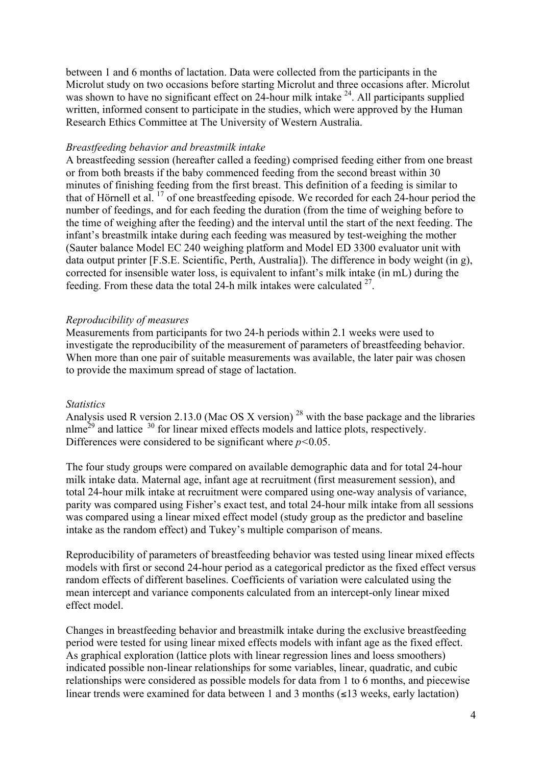between 1 and 6 months of lactation. Data were collected from the participants in the Microlut study on two occasions before starting Microlut and three occasions after. Microlut was shown to have no significant effect on 24-hour milk intake [24]. All participants supplied written, informed consent to participate in the studies, which were approved by the Human Research Ethics Committee at The University of Western Australia.

*Breastfeeding behavior and breastmilk intake*

A breastfeeding session (hereafter called a feeding) comprised feeding either from one breast or from both breasts if the baby commenced feeding from the second breast within 30 minutes of finishing feeding from the first breast. This definition of a feeding is similar to that of Hörnell et al. [17] of one breastfeeding episode. We recorded for each 24-hour period the number of feedings, and for each feeding the duration (from the time of weighing before to the time of weighing after the feeding) and the interval until the start of the next feeding. The infant's breastmilk intake during each feeding was measured by test-weighing the mother (Sauter balance Model EC 240 weighing platform and Model ED 3300 evaluator unit with data output printer [F.S.E. Scientific, Perth, Australia]). The difference in body weight (in g), corrected for insensible water loss, is equivalent to infant's milk intake (in mL) during the feeding. From these data the total 24-h milk intakes were calculated [27].

*Reproducibility of measures*

Measurements from participants for two 24-h periods within 2.1 weeks were used to investigate the reproducibility of the measurement of parameters of breastfeeding behavior. When more than one pair of suitable measurements was available, the later pair was chosen to provide the maximum spread of stage of lactation.

*Statistics*

Analysis used R version 2.13.0 (Mac OS X version) [28] with the base package and the libraries nlme[29] and lattice [30] for linear mixed effects models and lattice plots, respectively. Differences were considered to be significant where $p<0.05$.

The four study groups were compared on available demographic data and for total 24-hour milk intake data. Maternal age, infant age at recruitment (first measurement session), and total 24-hour milk intake at recruitment were compared using one-way analysis of variance, parity was compared using Fisher's exact test, and total 24-hour milk intake from all sessions was compared using a linear mixed effect model (study group as the predictor and baseline intake as the random effect) and Tukey's multiple comparison of means.

Reproducibility of parameters of breastfeeding behavior was tested using linear mixed effects models with first or second 24-hour period as a categorical predictor as the fixed effect versus random effects of different baselines. Coefficients of variation were calculated using the mean intercept and variance components calculated from an intercept-only linear mixed effect model.

Changes in breastfeeding behavior and breastmilk intake during the exclusive breastfeeding period were tested for using linear mixed effects models with infant age as the fixed effect. As graphical exploration (lattice plots with linear regression lines and loess smoothers) indicated possible non-linear relationships for some variables, linear, quadratic, and cubic relationships were considered as possible models for data from 1 to 6 months, and piecewise linear trends were examined for data between 1 and 3 months (≤13 weeks, early lactation)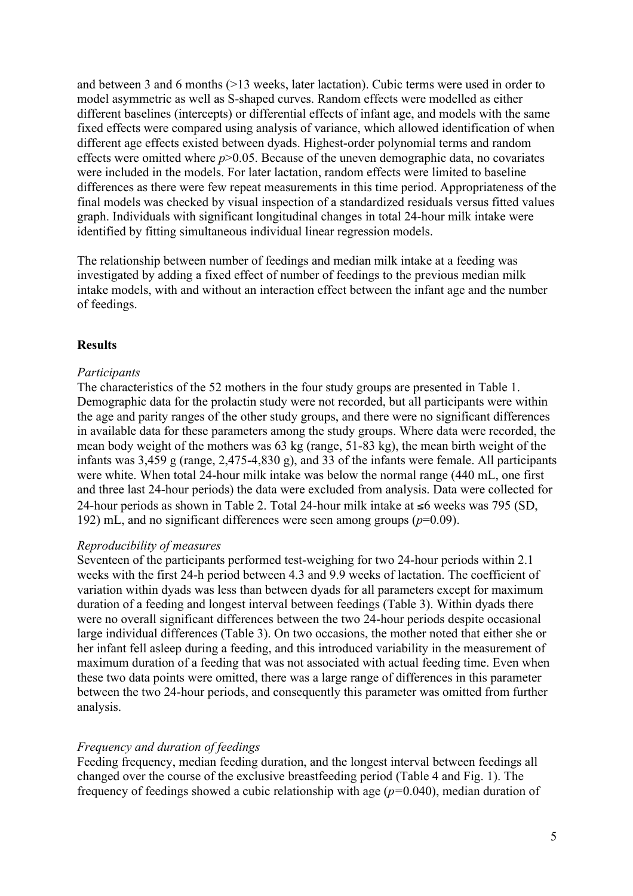and between 3 and 6 months (>13 weeks, later lactation). Cubic terms were used in order to model asymmetric as well as S-shaped curves. Random effects were modelled as either different baselines (intercepts) or differential effects of infant age, and models with the same fixed effects were compared using analysis of variance, which allowed identification of when different age effects existed between dyads. Highest-order polynomial terms and random effects were omitted where $p$>0.05. Because of the uneven demographic data, no covariates were included in the models. For later lactation, random effects were limited to baseline differences as there were few repeat measurements in this time period. Appropriateness of the final models was checked by visual inspection of a standardized residuals versus fitted values graph. Individuals with significant longitudinal changes in total 24-hour milk intake were identified by fitting simultaneous individual linear regression models.

The relationship between number of feedings and median milk intake at a feeding was investigated by adding a fixed effect of number of feedings to the previous median milk intake models, with and without an interaction effect between the infant age and the number of feedings.

## Results

*Participants*

The characteristics of the 52 mothers in the four study groups are presented in Table 1. Demographic data for the prolactin study were not recorded, but all participants were within the age and parity ranges of the other study groups, and there were no significant differences in available data for these parameters among the study groups. Where data were recorded, the mean body weight of the mothers was 63 kg (range, 51-83 kg), the mean birth weight of the infants was 3,459 g (range, 2,475-4,830 g), and 33 of the infants were female. All participants were white. When total 24-hour milk intake was below the normal range (440 mL, one first and three last 24-hour periods) the data were excluded from analysis. Data were collected for 24-hour periods as shown in Table 2. Total 24-hour milk intake at ≤6 weeks was 795 (SD, 192) mL, and no significant differences were seen among groups ($p$=0.09).

*Reproducibility of measures*

Seventeen of the participants performed test-weighing for two 24-hour periods within 2.1 weeks with the first 24-h period between 4.3 and 9.9 weeks of lactation. The coefficient of variation within dyads was less than between dyads for all parameters except for maximum duration of a feeding and longest interval between feedings (Table 3). Within dyads there were no overall significant differences between the two 24-hour periods despite occasional large individual differences (Table 3). On two occasions, the mother noted that either she or her infant fell asleep during a feeding, and this introduced variability in the measurement of maximum duration of a feeding that was not associated with actual feeding time. Even when these two data points were omitted, there was a large range of differences in this parameter between the two 24-hour periods, and consequently this parameter was omitted from further analysis.

*Frequency and duration of feedings*

Feeding frequency, median feeding duration, and the longest interval between feedings all changed over the course of the exclusive breastfeeding period (Table 4 and Fig. 1). The frequency of feedings showed a cubic relationship with age ($p$=0.040), median duration of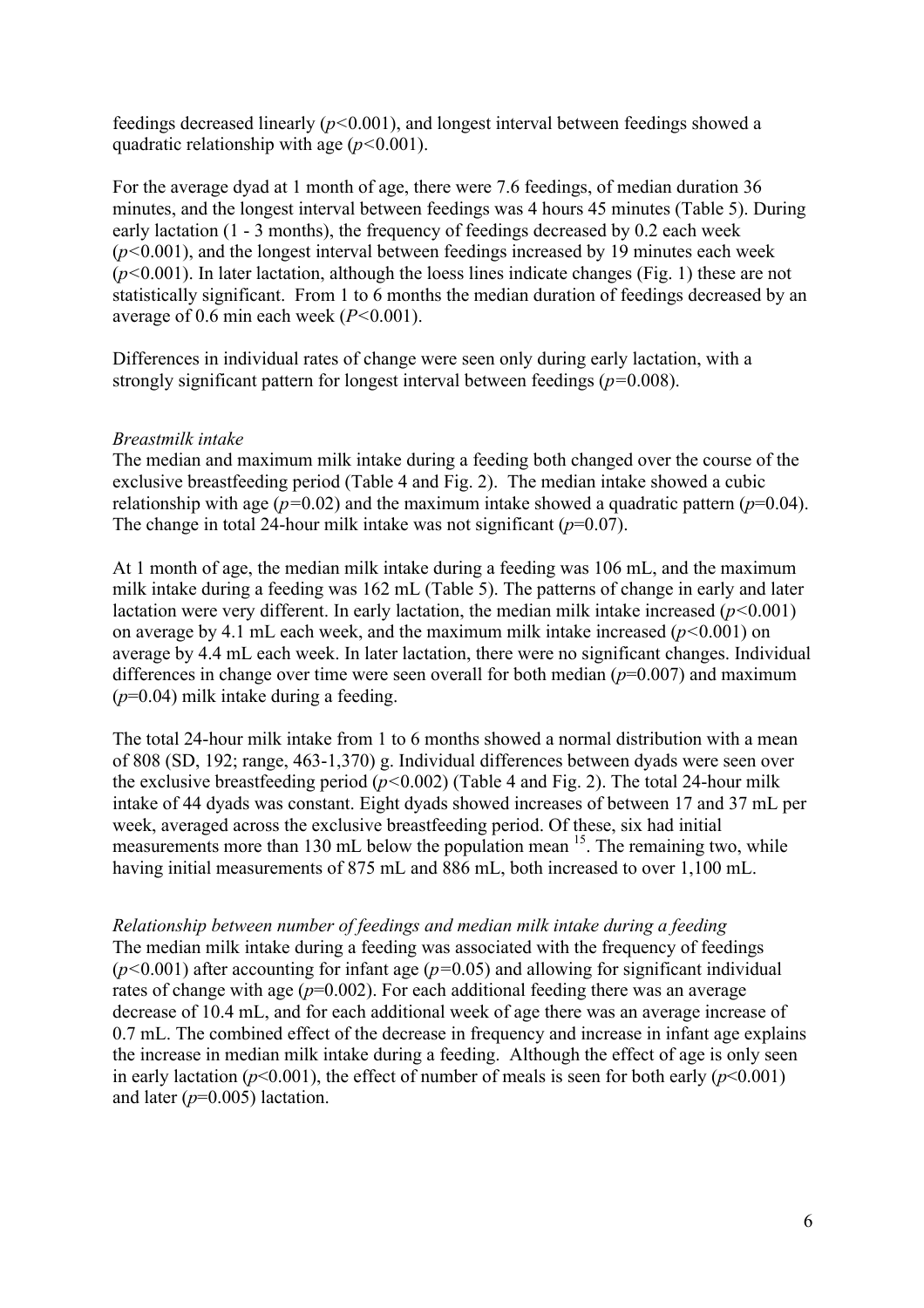feedings decreased linearly ($p<0.001$), and longest interval between feedings showed a quadratic relationship with age ($p<0.001$).

For the average dyad at 1 month of age, there were 7.6 feedings, of median duration 36 minutes, and the longest interval between feedings was 4 hours 45 minutes (Table 5). During early lactation (1 - 3 months), the frequency of feedings decreased by 0.2 each week ($p<0.001$), and the longest interval between feedings increased by 19 minutes each week ($p<0.001$). In later lactation, although the loess lines indicate changes (Fig. 1) these are not statistically significant. From 1 to 6 months the median duration of feedings decreased by an average of 0.6 min each week ($P<0.001$).

Differences in individual rates of change were seen only during early lactation, with a strongly significant pattern for longest interval between feedings ($p=0.008$).

*Breastmilk intake*

The median and maximum milk intake during a feeding both changed over the course of the exclusive breastfeeding period (Table 4 and Fig. 2). The median intake showed a cubic relationship with age ($p=0.02$) and the maximum intake showed a quadratic pattern ($p=0.04$). The change in total 24-hour milk intake was not significant ($p=0.07$).

At 1 month of age, the median milk intake during a feeding was 106 mL, and the maximum milk intake during a feeding was 162 mL (Table 5). The patterns of change in early and later lactation were very different. In early lactation, the median milk intake increased ($p<0.001$) on average by 4.1 mL each week, and the maximum milk intake increased ($p<0.001$) on average by 4.4 mL each week. In later lactation, there were no significant changes. Individual differences in change over time were seen overall for both median ($p=0.007$) and maximum ($p=0.04$) milk intake during a feeding.

The total 24-hour milk intake from 1 to 6 months showed a normal distribution with a mean of 808 (SD, 192; range, 463-1,370) g. Individual differences between dyads were seen over the exclusive breastfeeding period ($p<0.002$) (Table 4 and Fig. 2). The total 24-hour milk intake of 44 dyads was constant. Eight dyads showed increases of between 17 and 37 mL per week, averaged across the exclusive breastfeeding period. Of these, six had initial measurements more than 130 mL below the population mean [15]. The remaining two, while having initial measurements of 875 mL and 886 mL, both increased to over 1,100 mL.

*Relationship between number of feedings and median milk intake during a feeding*

The median milk intake during a feeding was associated with the frequency of feedings ($p<0.001$) after accounting for infant age ($p=0.05$) and allowing for significant individual rates of change with age ($p=0.002$). For each additional feeding there was an average decrease of 10.4 mL, and for each additional week of age there was an average increase of 0.7 mL. The combined effect of the decrease in frequency and increase in infant age explains the increase in median milk intake during a feeding. Although the effect of age is only seen in early lactation ($p<0.001$), the effect of number of meals is seen for both early ($p<0.001$) and later ($p=0.005$) lactation.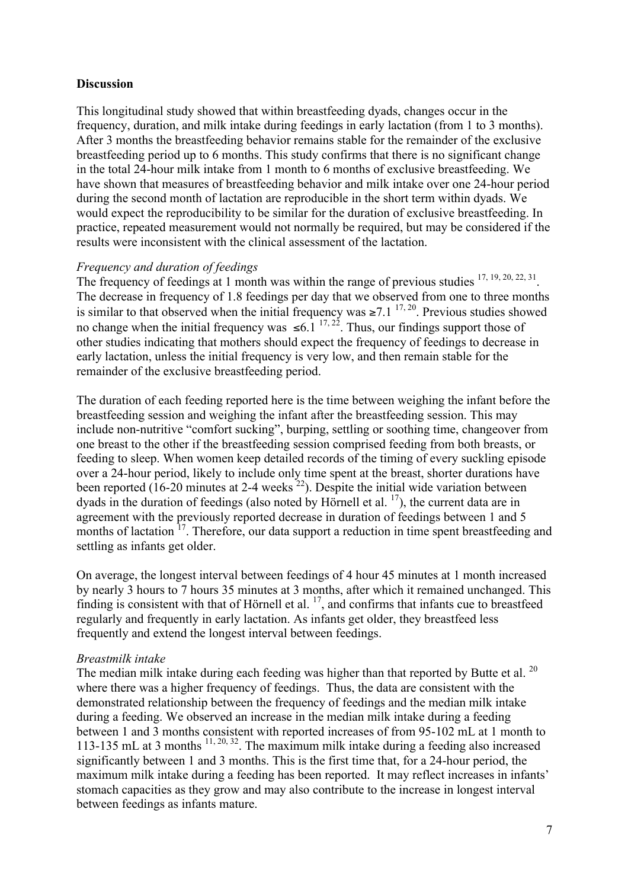## Discussion

This longitudinal study showed that within breastfeeding dyads, changes occur in the frequency, duration, and milk intake during feedings in early lactation (from 1 to 3 months). After 3 months the breastfeeding behavior remains stable for the remainder of the exclusive breastfeeding period up to 6 months. This study confirms that there is no significant change in the total 24-hour milk intake from 1 month to 6 months of exclusive breastfeeding. We have shown that measures of breastfeeding behavior and milk intake over one 24-hour period during the second month of lactation are reproducible in the short term within dyads. We would expect the reproducibility to be similar for the duration of exclusive breastfeeding. In practice, repeated measurement would not normally be required, but may be considered if the results were inconsistent with the clinical assessment of the lactation.

### *Frequency and duration of feedings*

The frequency of feedings at 1 month was within the range of previous studies [17, 19, 20, 22, 31]. The decrease in frequency of 1.8 feedings per day that we observed from one to three months is similar to that observed when the initial frequency was ≥7.1 [17, 20]. Previous studies showed no change when the initial frequency was ≤6.1 [17, 22]. Thus, our findings support those of other studies indicating that mothers should expect the frequency of feedings to decrease in early lactation, unless the initial frequency is very low, and then remain stable for the remainder of the exclusive breastfeeding period.

The duration of each feeding reported here is the time between weighing the infant before the breastfeeding session and weighing the infant after the breastfeeding session. This may include non-nutritive "comfort sucking", burping, settling or soothing time, changeover from one breast to the other if the breastfeeding session comprised feeding from both breasts, or feeding to sleep. When women keep detailed records of the timing of every suckling episode over a 24-hour period, likely to include only time spent at the breast, shorter durations have been reported (16-20 minutes at 2-4 weeks [22]). Despite the initial wide variation between dyads in the duration of feedings (also noted by Hörnell et al. [17]), the current data are in agreement with the previously reported decrease in duration of feedings between 1 and 5 months of lactation [17]. Therefore, our data support a reduction in time spent breastfeeding and settling as infants get older.

On average, the longest interval between feedings of 4 hour 45 minutes at 1 month increased by nearly 3 hours to 7 hours 35 minutes at 3 months, after which it remained unchanged. This finding is consistent with that of Hörnell et al. [17], and confirms that infants cue to breastfeed regularly and frequently in early lactation. As infants get older, they breastfeed less frequently and extend the longest interval between feedings.

### *Breastmilk intake*

The median milk intake during each feeding was higher than that reported by Butte et al. [20] where there was a higher frequency of feedings. Thus, the data are consistent with the demonstrated relationship between the frequency of feedings and the median milk intake during a feeding. We observed an increase in the median milk intake during a feeding between 1 and 3 months consistent with reported increases of from 95-102 mL at 1 month to 113-135 mL at 3 months [11, 20, 32]. The maximum milk intake during a feeding also increased significantly between 1 and 3 months. This is the first time that, for a 24-hour period, the maximum milk intake during a feeding has been reported. It may reflect increases in infants' stomach capacities as they grow and may also contribute to the increase in longest interval between feedings as infants mature.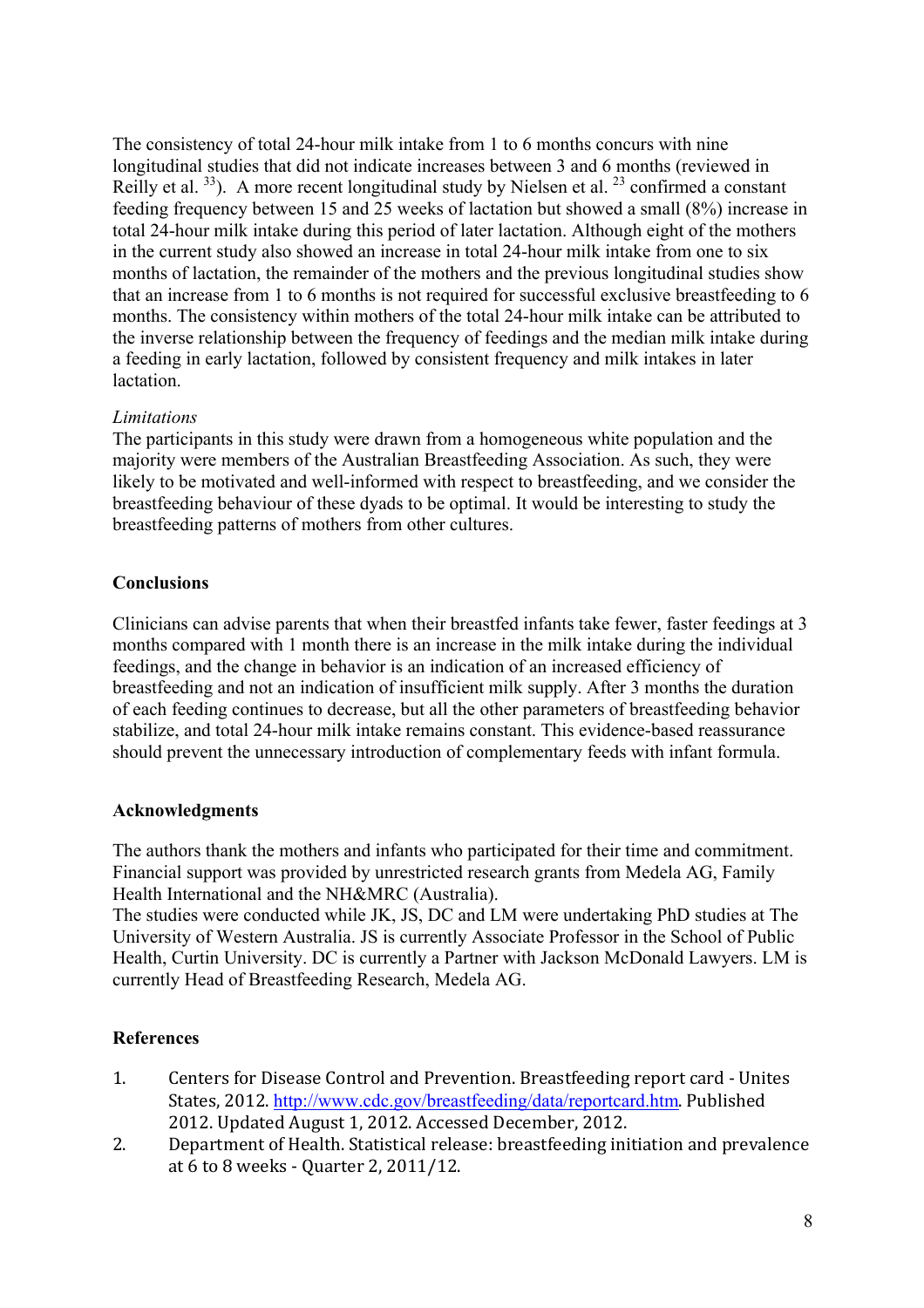The consistency of total 24-hour milk intake from 1 to 6 months concurs with nine longitudinal studies that did not indicate increases between 3 and 6 months (reviewed in Reilly et al. [33]). A more recent longitudinal study by Nielsen et al. [23] confirmed a constant feeding frequency between 15 and 25 weeks of lactation but showed a small (8%) increase in total 24-hour milk intake during this period of later lactation. Although eight of the mothers in the current study also showed an increase in total 24-hour milk intake from one to six months of lactation, the remainder of the mothers and the previous longitudinal studies show that an increase from 1 to 6 months is not required for successful exclusive breastfeeding to 6 months. The consistency within mothers of the total 24-hour milk intake can be attributed to the inverse relationship between the frequency of feedings and the median milk intake during a feeding in early lactation, followed by consistent frequency and milk intakes in later lactation.

*Limitations*

The participants in this study were drawn from a homogeneous white population and the majority were members of the Australian Breastfeeding Association. As such, they were likely to be motivated and well-informed with respect to breastfeeding, and we consider the breastfeeding behaviour of these dyads to be optimal. It would be interesting to study the breastfeeding patterns of mothers from other cultures.

## Conclusions

Clinicians can advise parents that when their breastfed infants take fewer, faster feedings at 3 months compared with 1 month there is an increase in the milk intake during the individual feedings, and the change in behavior is an indication of an increased efficiency of breastfeeding and not an indication of insufficient milk supply. After 3 months the duration of each feeding continues to decrease, but all the other parameters of breastfeeding behavior stabilize, and total 24-hour milk intake remains constant. This evidence-based reassurance should prevent the unnecessary introduction of complementary feeds with infant formula.

## Acknowledgments

The authors thank the mothers and infants who participated for their time and commitment. Financial support was provided by unrestricted research grants from Medela AG, Family Health International and the NH&MRC (Australia).
The studies were conducted while JK, JS, DC and LM were undertaking PhD studies at The University of Western Australia. JS is currently Associate Professor in the School of Public Health, Curtin University. DC is currently a Partner with Jackson McDonald Lawyers. LM is currently Head of Breastfeeding Research, Medela AG.

## References

1. Centers for Disease Control and Prevention. Breastfeeding report card - Unites States, 2012. http://www.cdc.gov/breastfeeding/data/reportcard.htm. Published 2012. Updated August 1, 2012. Accessed December, 2012.
2. Department of Health. Statistical release: breastfeeding initiation and prevalence at 6 to 8 weeks - Quarter 2, 2011/12.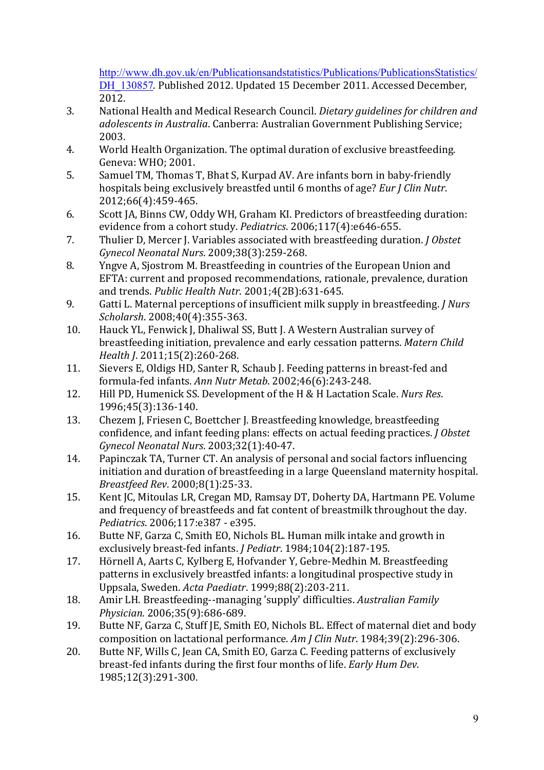http://www.dh.gov.uk/en/Publicationsandstatistics/Publications/PublicationsStatistics/DH_130857. Published 2012. Updated 15 December 2011. Accessed December, 2012.

3. National Health and Medical Research Council. *Dietary guidelines for children and adolescents in Australia*. Canberra: Australian Government Publishing Service; 2003.
4. World Health Organization. The optimal duration of exclusive breastfeeding. Geneva: WHO; 2001.
5. Samuel TM, Thomas T, Bhat S, Kurpad AV. Are infants born in baby-friendly hospitals being exclusively breastfed until 6 months of age? *Eur J Clin Nutr*. 2012;66(4):459-465.
6. Scott JA, Binns CW, Oddy WH, Graham KI. Predictors of breastfeeding duration: evidence from a cohort study. *Pediatrics*. 2006;117(4):e646-655.
7. Thulier D, Mercer J. Variables associated with breastfeeding duration. *J Obstet Gynecol Neonatal Nurs*. 2009;38(3):259-268.
8. Yngve A, Sjostrom M. Breastfeeding in countries of the European Union and EFTA: current and proposed recommendations, rationale, prevalence, duration and trends. *Public Health Nutr*. 2001;4(2B):631-645.
9. Gatti L. Maternal perceptions of insufficient milk supply in breastfeeding. *J Nurs Scholarsh*. 2008;40(4):355-363.
10. Hauck YL, Fenwick J, Dhaliwal SS, Butt J. A Western Australian survey of breastfeeding initiation, prevalence and early cessation patterns. *Matern Child Health J*. 2011;15(2):260-268.
11. Sievers E, Oldigs HD, Santer R, Schaub J. Feeding patterns in breast-fed and formula-fed infants. *Ann Nutr Metab*. 2002;46(6):243-248.
12. Hill PD, Humenick SS. Development of the H & H Lactation Scale. *Nurs Res*. 1996;45(3):136-140.
13. Chezem J, Friesen C, Boettcher J. Breastfeeding knowledge, breastfeeding confidence, and infant feeding plans: effects on actual feeding practices. *J Obstet Gynecol Neonatal Nurs*. 2003;32(1):40-47.
14. Papinczak TA, Turner CT. An analysis of personal and social factors influencing initiation and duration of breastfeeding in a large Queensland maternity hospital. *Breastfeed Rev*. 2000;8(1):25-33.
15. Kent JC, Mitoulas LR, Cregan MD, Ramsay DT, Doherty DA, Hartmann PE. Volume and frequency of breastfeeds and fat content of breastmilk throughout the day. *Pediatrics*. 2006;117:e387 - e395.
16. Butte NF, Garza C, Smith EO, Nichols BL. Human milk intake and growth in exclusively breast-fed infants. *J Pediatr*. 1984;104(2):187-195.
17. Hörnell A, Aarts C, Kylberg E, Hofvander Y, Gebre-Medhin M. Breastfeeding patterns in exclusively breastfed infants: a longitudinal prospective study in Uppsala, Sweden. *Acta Paediatr*. 1999;88(2):203-211.
18. Amir LH. Breastfeeding--managing 'supply' difficulties. *Australian Family Physician*. 2006;35(9):686-689.
19. Butte NF, Garza C, Stuff JE, Smith EO, Nichols BL. Effect of maternal diet and body composition on lactational performance. *Am J Clin Nutr*. 1984;39(2):296-306.
20. Butte NF, Wills C, Jean CA, Smith EO, Garza C. Feeding patterns of exclusively breast-fed infants during the first four months of life. *Early Hum Dev*. 1985;12(3):291-300.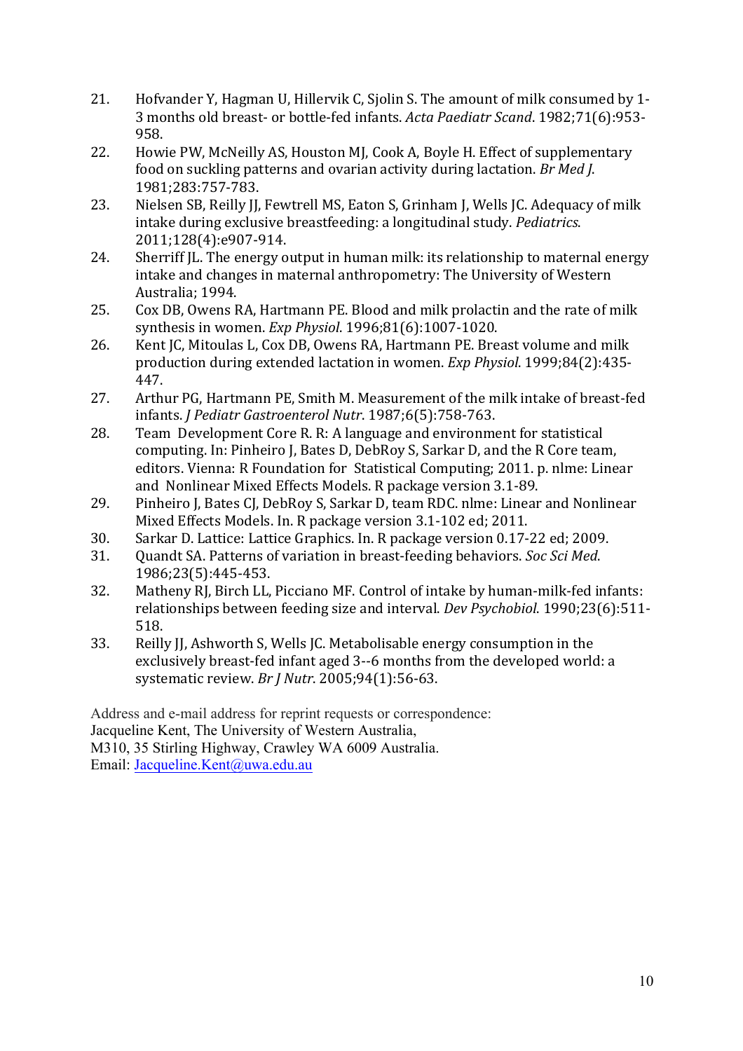21. Hofvander Y, Hagman U, Hillervik C, Sjolin S. The amount of milk consumed by 1-3 months old breast- or bottle-fed infants. *Acta Paediatr Scand*. 1982;71(6):953-958.
22. Howie PW, McNeilly AS, Houston MJ, Cook A, Boyle H. Effect of supplementary food on suckling patterns and ovarian activity during lactation. *Br Med J*. 1981;283:757-783.
23. Nielsen SB, Reilly JJ, Fewtrell MS, Eaton S, Grinham J, Wells JC. Adequacy of milk intake during exclusive breastfeeding: a longitudinal study. *Pediatrics*. 2011;128(4):e907-914.
24. Sherriff JL. The energy output in human milk: its relationship to maternal energy intake and changes in maternal anthropometry: The University of Western Australia; 1994.
25. Cox DB, Owens RA, Hartmann PE. Blood and milk prolactin and the rate of milk synthesis in women. *Exp Physiol*. 1996;81(6):1007-1020.
26. Kent JC, Mitoulas L, Cox DB, Owens RA, Hartmann PE. Breast volume and milk production during extended lactation in women. *Exp Physiol*. 1999;84(2):435-447.
27. Arthur PG, Hartmann PE, Smith M. Measurement of the milk intake of breast-fed infants. *J Pediatr Gastroenterol Nutr*. 1987;6(5):758-763.
28. Team Development Core R. R: A language and environment for statistical computing. In: Pinheiro J, Bates D, DebRoy S, Sarkar D, and the R Core team, editors. Vienna: R Foundation for Statistical Computing; 2011. p. nlme: Linear and Nonlinear Mixed Effects Models. R package version 3.1-89.
29. Pinheiro J, Bates CJ, DebRoy S, Sarkar D, team RDC. nlme: Linear and Nonlinear Mixed Effects Models. In. R package version 3.1-102 ed; 2011.
30. Sarkar D. Lattice: Lattice Graphics. In. R package version 0.17-22 ed; 2009.
31. Quandt SA. Patterns of variation in breast-feeding behaviors. *Soc Sci Med*. 1986;23(5):445-453.
32. Matheny RJ, Birch LL, Picciano MF. Control of intake by human-milk-fed infants: relationships between feeding size and interval. *Dev Psychobiol*. 1990;23(6):511-518.
33. Reilly JJ, Ashworth S, Wells JC. Metabolisable energy consumption in the exclusively breast-fed infant aged 3--6 months from the developed world: a systematic review. *Br J Nutr*. 2005;94(1):56-63.

Address and e-mail address for reprint requests or correspondence:
Jacqueline Kent, The University of Western Australia,
M310, 35 Stirling Highway, Crawley WA 6009 Australia.
Email: Jacqueline.Kent@uwa.edu.au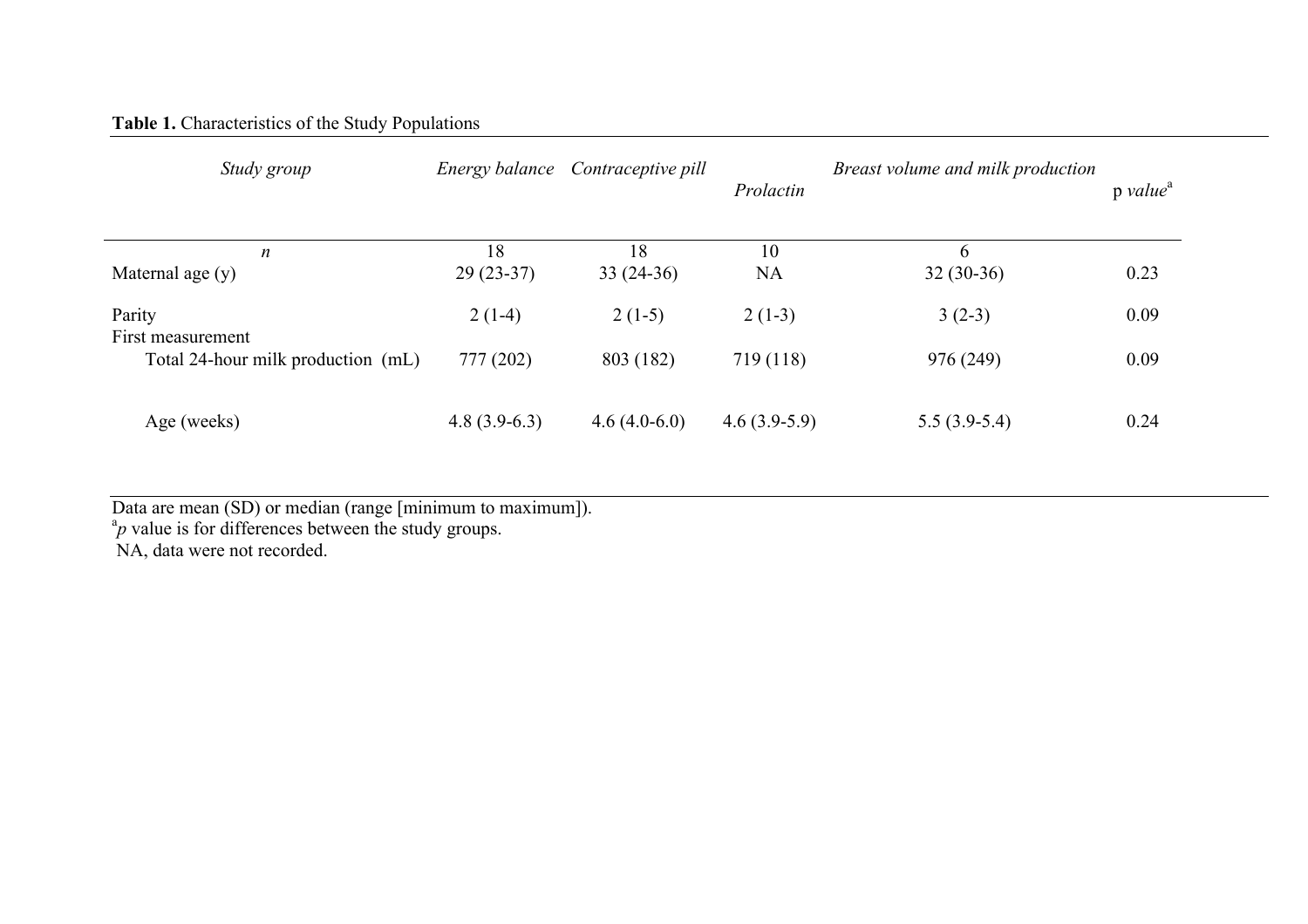**Table 1.** Characteristics of the Study Populations

| *Study group* | *Energy balance* | *Contraceptive pill* | *Prolactin* | *Breast volume and milk production* | p *value*[a] |
|---|---|---|---|---|---|
| *n* | 18 | 18 | 10 | 6 | |
| Maternal age (y) | 29 (23-37) | 33 (24-36) | NA | 32 (30-36) | 0.23 |
| Parity | 2 (1-4) | 2 (1-5) | 2 (1-3) | 3 (2-3) | 0.09 |
| First measurement | | | | | |
| Total 24-hour milk production (mL) | 777 (202) | 803 (182) | 719 (118) | 976 (249) | 0.09 |
| Age (weeks) | 4.8 (3.9-6.3) | 4.6 (4.0-6.0) | 4.6 (3.9-5.9) | 5.5 (3.9-5.4) | 0.24 |

Data are mean (SD) or median (range [minimum to maximum]).

[a]*p* value is for differences between the study groups.

NA, data were not recorded.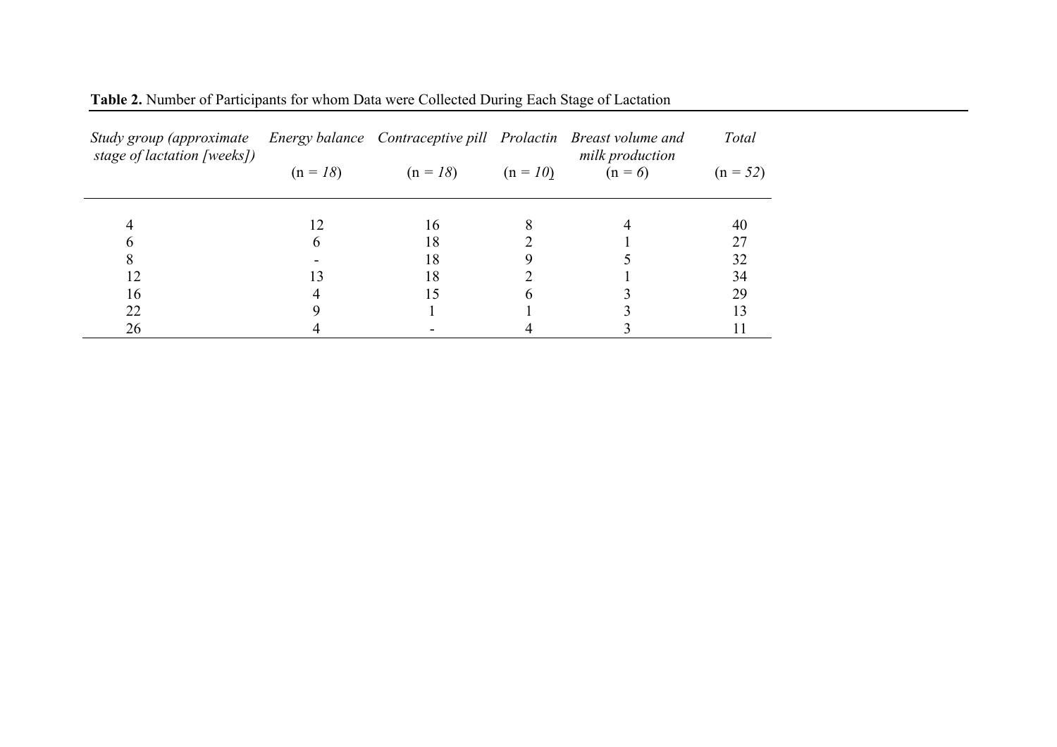**Table 2.** Number of Participants for whom Data were Collected During Each Stage of Lactation

| *Study group (approximate stage of lactation [weeks])* | *Energy balance* (n = *18*) | *Contraceptive pill* (n = *18*) | *Prolactin* (n = *10*) | *Breast volume and milk production* (n = *6*) | *Total* (n = *52*) |
|---|---|---|---|---|---|
| 4 | 12 | 16 | 8 | 4 | 40 |
| 6 | 6 | 18 | 2 | 1 | 27 |
| 8 | - | 18 | 9 | 5 | 32 |
| 12 | 13 | 18 | 2 | 1 | 34 |
| 16 | 4 | 15 | 6 | 3 | 29 |
| 22 | 9 | 1 | 1 | 3 | 13 |
| 26 | 4 | - | 4 | 3 | 11 |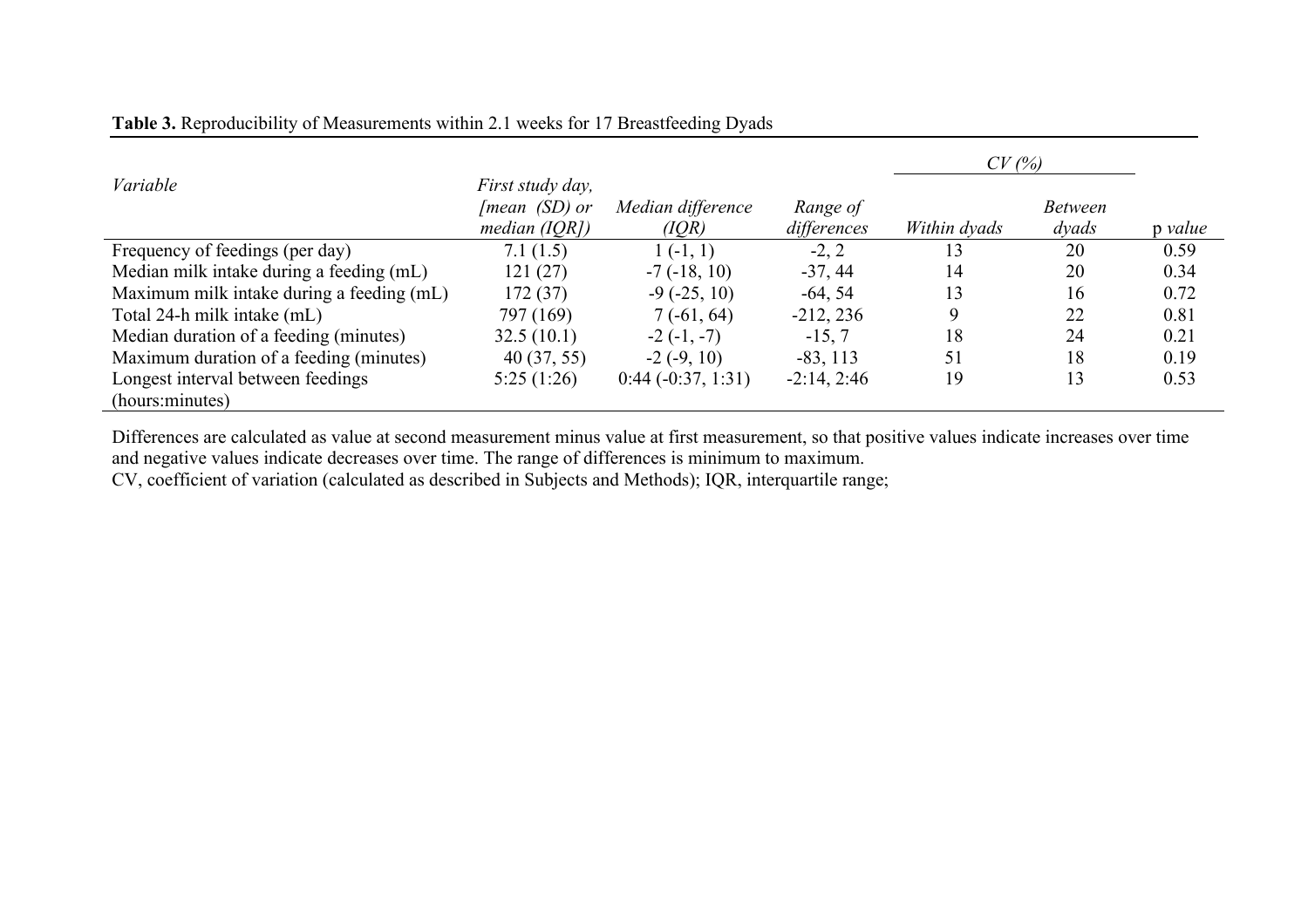**Table 3.** Reproducibility of Measurements within 2.1 weeks for 17 Breastfeeding Dyads

| *Variable* | *First study day, [mean (SD) or median (IQR])* | *Median difference (IQR)* | *Range of differences* | *CV (%)* | | p *value* |
|---|---|---|---|---|---|---|
| | | | | *Within dyads* | *Between dyads* | |
| Frequency of feedings (per day) | 7.1 (1.5) | 1 (-1, 1) | -2, 2 | 13 | 20 | 0.59 |
| Median milk intake during a feeding (mL) | 121 (27) | -7 (-18, 10) | -37, 44 | 14 | 20 | 0.34 |
| Maximum milk intake during a feeding (mL) | 172 (37) | -9 (-25, 10) | -64, 54 | 13 | 16 | 0.72 |
| Total 24-h milk intake (mL) | 797 (169) | 7 (-61, 64) | -212, 236 | 9 | 22 | 0.81 |
| Median duration of a feeding (minutes) | 32.5 (10.1) | -2 (-1, -7) | -15, 7 | 18 | 24 | 0.21 |
| Maximum duration of a feeding (minutes) | 40 (37, 55) | -2 (-9, 10) | -83, 113 | 51 | 18 | 0.19 |
| Longest interval between feedings (hours:minutes) | 5:25 (1:26) | 0:44 (-0:37, 1:31) | -2:14, 2:46 | 19 | 13 | 0.53 |

Differences are calculated as value at second measurement minus value at first measurement, so that positive values indicate increases over time and negative values indicate decreases over time. The range of differences is minimum to maximum.

CV, coefficient of variation (calculated as described in Subjects and Methods); IQR, interquartile range;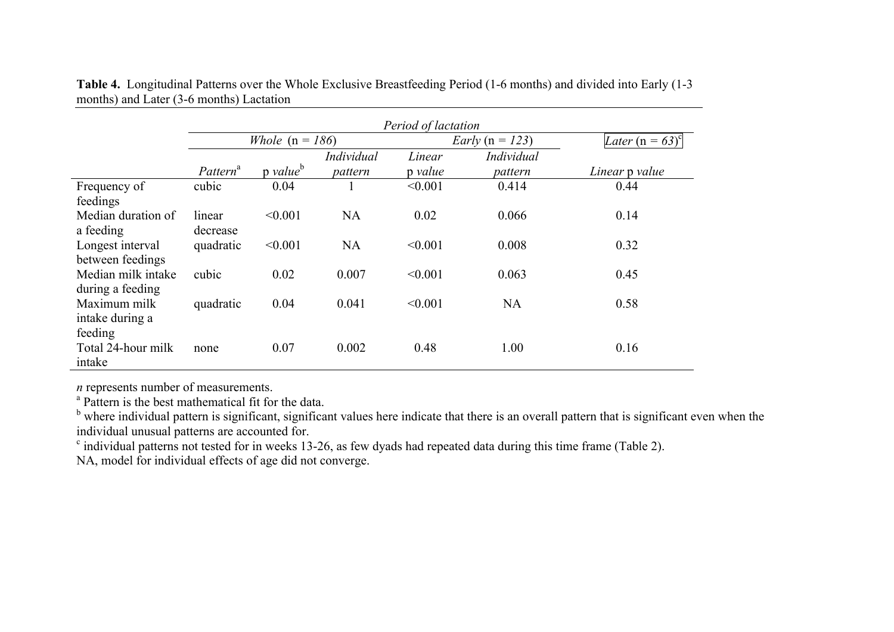**Table 4.** Longitudinal Patterns over the Whole Exclusive Breastfeeding Period (1-6 months) and divided into Early (1-3 months) and Later (3-6 months) Lactation

| | *Period of lactation* | | | | | |
|---|---|---|---|---|---|---|
| | *Whole* (n = *186*) | | | *Early* (n = *123*) | | *Later* (n = *63*)[c] |
| | *Pattern*[a] | p *value*[b] | *Individual pattern* | *Linear* p *value* | *Individual pattern* | *Linear* p *value* |
| Frequency of feedings | cubic | 0.04 | 1 | <0.001 | 0.414 | 0.44 |
| Median duration of a feeding | linear decrease | <0.001 | NA | 0.02 | 0.066 | 0.14 |
| Longest interval between feedings | quadratic | <0.001 | NA | <0.001 | 0.008 | 0.32 |
| Median milk intake during a feeding | cubic | 0.02 | 0.007 | <0.001 | 0.063 | 0.45 |
| Maximum milk intake during a feeding | quadratic | 0.04 | 0.041 | <0.001 | NA | 0.58 |
| Total 24-hour milk intake | none | 0.07 | 0.002 | 0.48 | 1.00 | 0.16 |

*n* represents number of measurements.

[a] Pattern is the best mathematical fit for the data.

[b] where individual pattern is significant, significant values here indicate that there is an overall pattern that is significant even when the individual unusual patterns are accounted for.

[c] individual patterns not tested for in weeks 13-26, as few dyads had repeated data during this time frame (Table 2).

NA, model for individual effects of age did not converge.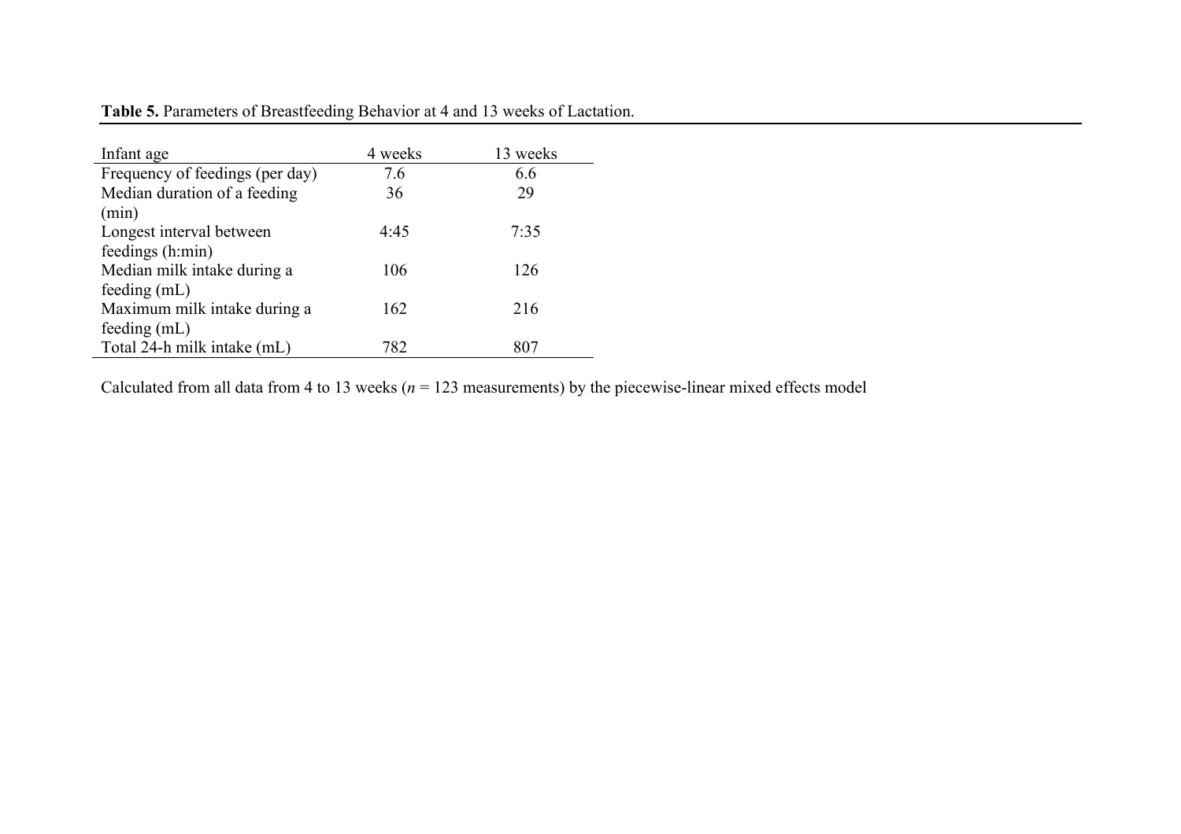**Table 5.** Parameters of Breastfeeding Behavior at 4 and 13 weeks of Lactation.

| Infant age | 4 weeks | 13 weeks |
|---|---|---|
| Frequency of feedings (per day) | 7.6 | 6.6 |
| Median duration of a feeding (min) | 36 | 29 |
| Longest interval between feedings (h:min) | 4:45 | 7:35 |
| Median milk intake during a feeding (mL) | 106 | 126 |
| Maximum milk intake during a feeding (mL) | 162 | 216 |
| Total 24-h milk intake (mL) | 782 | 807 |

Calculated from all data from 4 to 13 weeks ($n$ = 123 measurements) by the piecewise-linear mixed effects model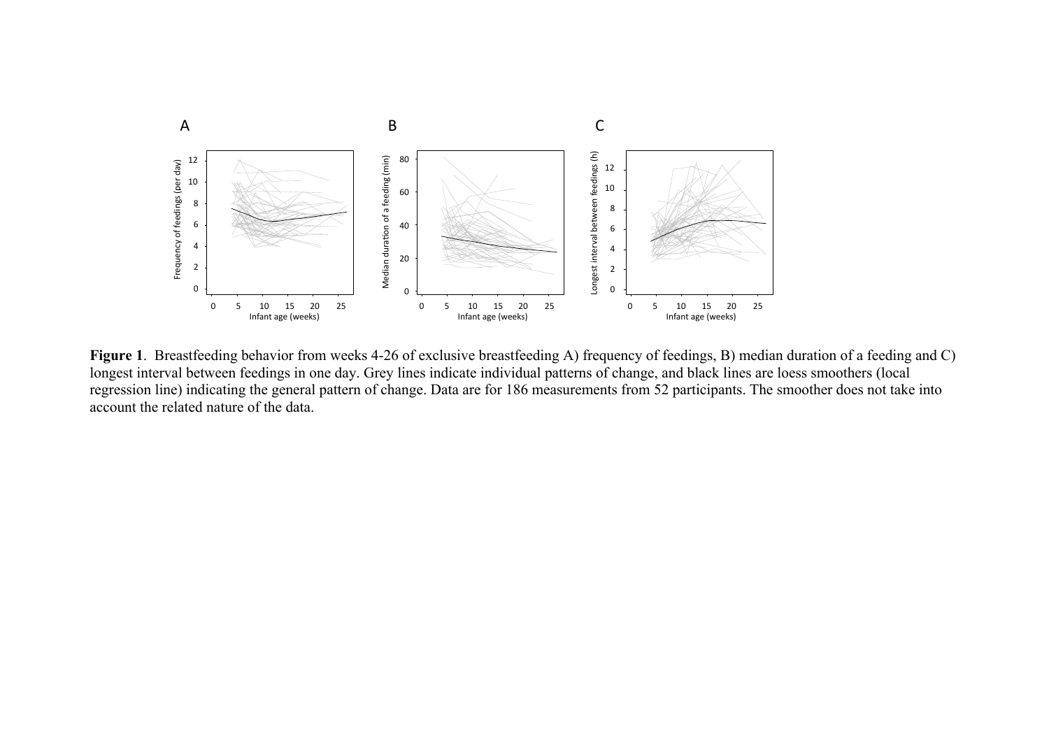**Figure 1**. Breastfeeding behavior from weeks 4-26 of exclusive breastfeeding A) frequency of feedings, B) median duration of a feeding and C) longest interval between feedings in one day. Grey lines indicate individual patterns of change, and black lines are loess smoothers (local regression line) indicating the general pattern of change. Data are for 186 measurements from 52 participants. The smoother does not take into account the related nature of the data.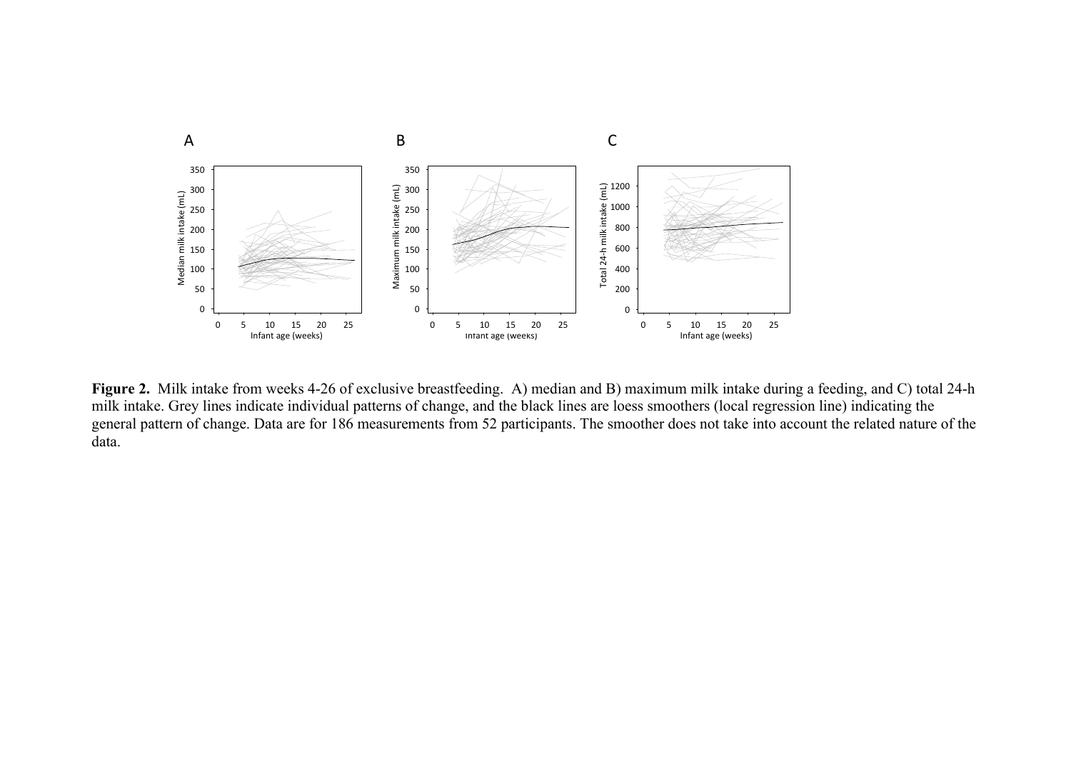A

350
300
250
200
150
100
50
0

Median milk intake (mL)

0 5 10 15 20 25

Infant age (weeks)

B

350
300
250
200
150
100
50
0

Maximum milk intake (mL)

0 5 10 15 20 25

Infant age (weeks)

C

1200
1000
800
600
400
200
0

Total 24-h milk intake (mL)

0 5 10 15 20 25

Infant age (weeks)

**Figure 2.** Milk intake from weeks 4-26 of exclusive breastfeeding. A) median and B) maximum milk intake during a feeding, and C) total 24-h milk intake. Grey lines indicate individual patterns of change, and the black lines are loess smoothers (local regression line) indicating the general pattern of change. Data are for 186 measurements from 52 participants. The smoother does not take into account the related nature of the data.